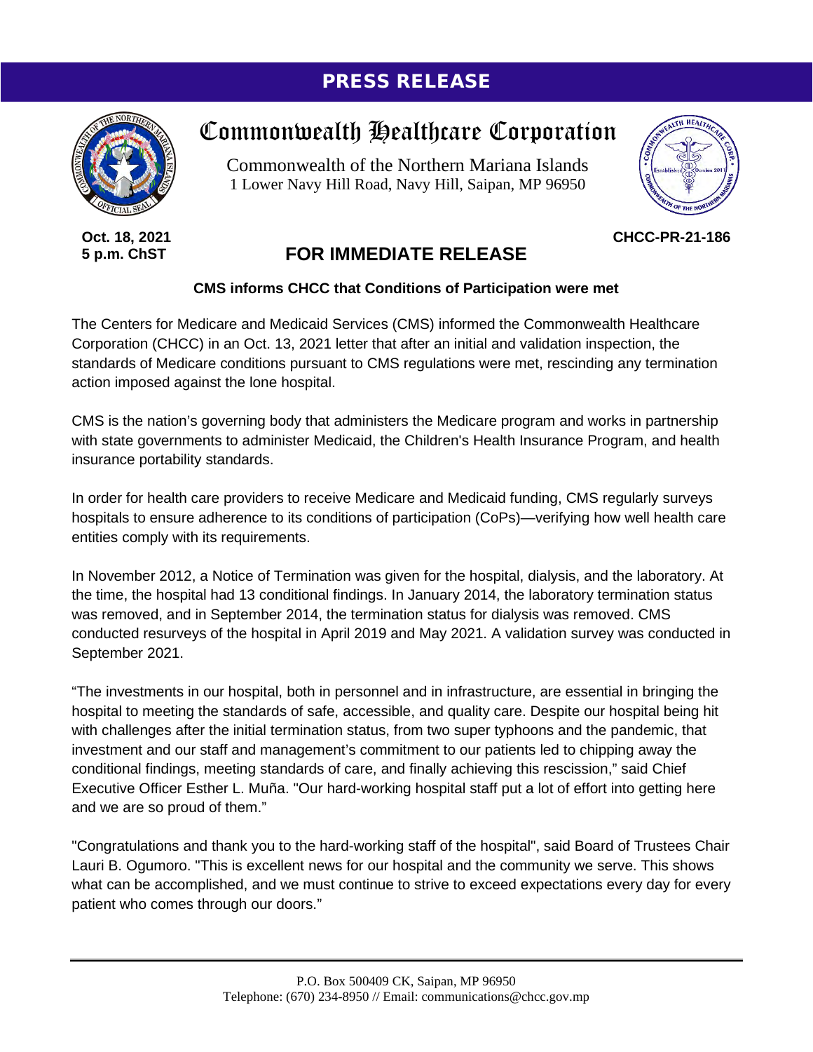# PRESS RELEASE

## Commonwealth Healthcare Corporation

Commonwealth of the Northern Mariana Islands
1 Lower Navy Hill Road, Navy Hill, Saipan, MP 96950

**Oct. 18, 2021**
**5 p.m. ChST**

**CHCC-PR-21-186**

## FOR IMMEDIATE RELEASE

**CMS informs CHCC that Conditions of Participation were met**

The Centers for Medicare and Medicaid Services (CMS) informed the Commonwealth Healthcare Corporation (CHCC) in an Oct. 13, 2021 letter that after an initial and validation inspection, the standards of Medicare conditions pursuant to CMS regulations were met, rescinding any termination action imposed against the lone hospital.

CMS is the nation's governing body that administers the Medicare program and works in partnership with state governments to administer Medicaid, the Children's Health Insurance Program, and health insurance portability standards.

In order for health care providers to receive Medicare and Medicaid funding, CMS regularly surveys hospitals to ensure adherence to its conditions of participation (CoPs)—verifying how well health care entities comply with its requirements.

In November 2012, a Notice of Termination was given for the hospital, dialysis, and the laboratory. At the time, the hospital had 13 conditional findings. In January 2014, the laboratory termination status was removed, and in September 2014, the termination status for dialysis was removed. CMS conducted resurveys of the hospital in April 2019 and May 2021. A validation survey was conducted in September 2021.

"The investments in our hospital, both in personnel and in infrastructure, are essential in bringing the hospital to meeting the standards of safe, accessible, and quality care. Despite our hospital being hit with challenges after the initial termination status, from two super typhoons and the pandemic, that investment and our staff and management's commitment to our patients led to chipping away the conditional findings, meeting standards of care, and finally achieving this rescission," said Chief Executive Officer Esther L. Muña. "Our hard-working hospital staff put a lot of effort into getting here and we are so proud of them."

"Congratulations and thank you to the hard-working staff of the hospital", said Board of Trustees Chair Lauri B. Ogumoro. "This is excellent news for our hospital and the community we serve. This shows what can be accomplished, and we must continue to strive to exceed expectations every day for every patient who comes through our doors."

P.O. Box 500409 CK, Saipan, MP 96950
Telephone: (670) 234-8950 // Email: communications@chcc.gov.mp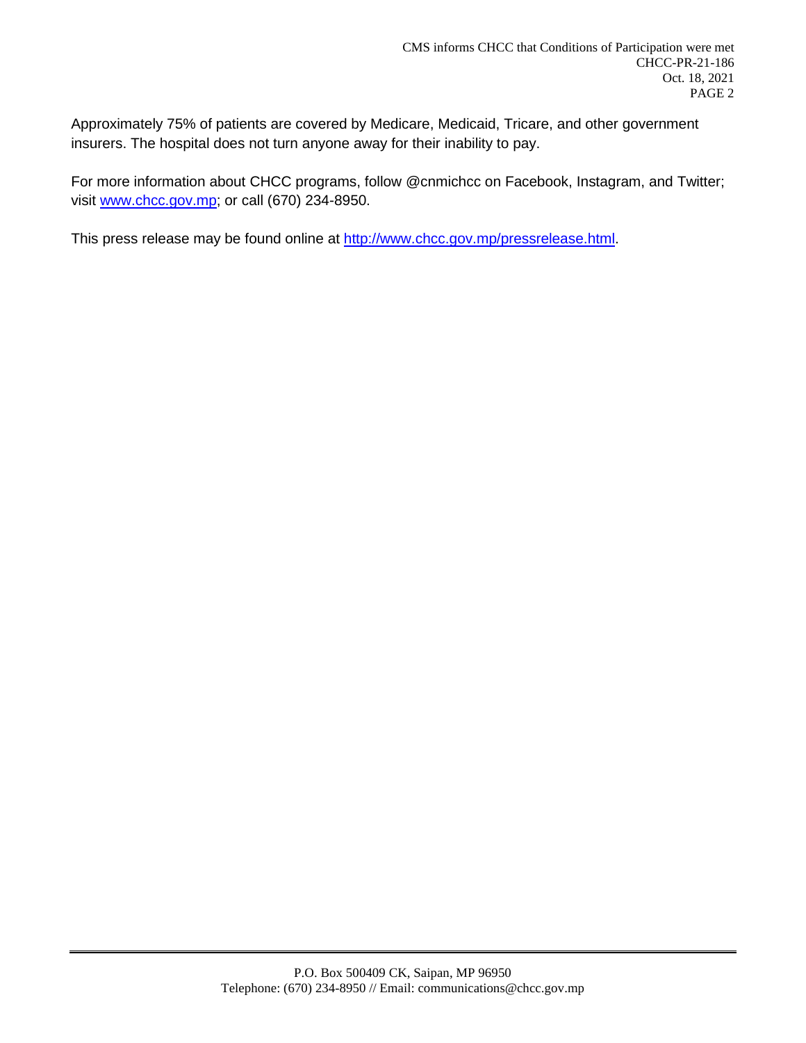Approximately 75% of patients are covered by Medicare, Medicaid, Tricare, and other government insurers. The hospital does not turn anyone away for their inability to pay.

For more information about CHCC programs, follow @cnmichcc on Facebook, Instagram, and Twitter; visit [www.chcc.gov.mp](http://www.chcc.gov.mp); or call (670) 234-8950.

This press release may be found online at [http://www.chcc.gov.mp/pressrelease.html](http://www.chcc.gov.mp/pressrelease.html).